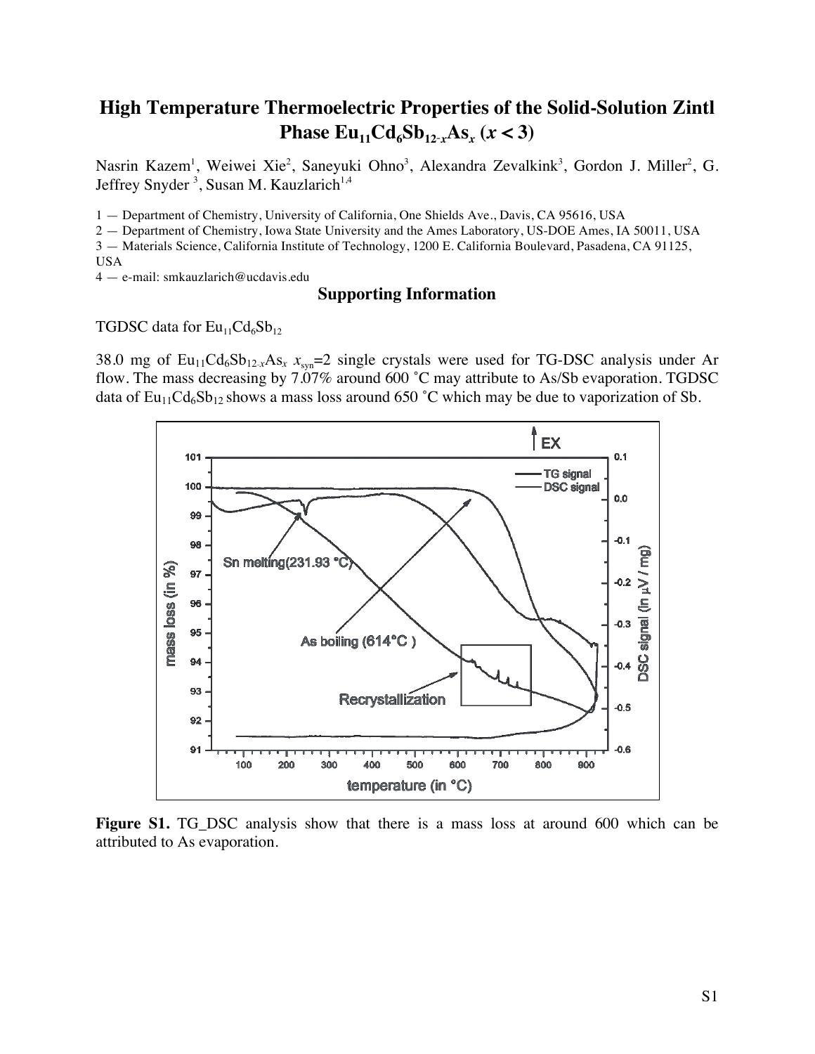# High Temperature Thermoelectric Properties of the Solid-Solution Zintl Phase $Eu_{11}Cd_6Sb_{12-x}As_x$ ($x < 3$)

Nasrin Kazem[1], Weiwei Xie[2], Saneyuki Ohno[3], Alexandra Zevalkink[3], Gordon J. Miller[2], G. Jeffrey Snyder [3], Susan M. Kauzlarich[1,4]

1 — Department of Chemistry, University of California, One Shields Ave., Davis, CA 95616, USA

2 — Department of Chemistry, Iowa State University and the Ames Laboratory, US-DOE Ames, IA 50011, USA

3 — Materials Science, California Institute of Technology, 1200 E. California Boulevard, Pasadena, CA 91125, USA

4 — e-mail: smkauzlarich@ucdavis.edu

## Supporting Information

TGDSC data for $Eu_{11}Cd_6Sb_{12}$

38.0 mg of $Eu_{11}Cd_6Sb_{12-x}As_x$ $x_{syn}$=2 single crystals were used for TG-DSC analysis under Ar flow. The mass decreasing by 7.07% around 600 ˚C may attribute to As/Sb evaporation. TGDSC data of $Eu_{11}Cd_6Sb_{12}$ shows a mass loss around 650 ˚C which may be due to vaporization of Sb.

**Figure S1.** TG_DSC analysis show that there is a mass loss at around 600 which can be attributed to As evaporation.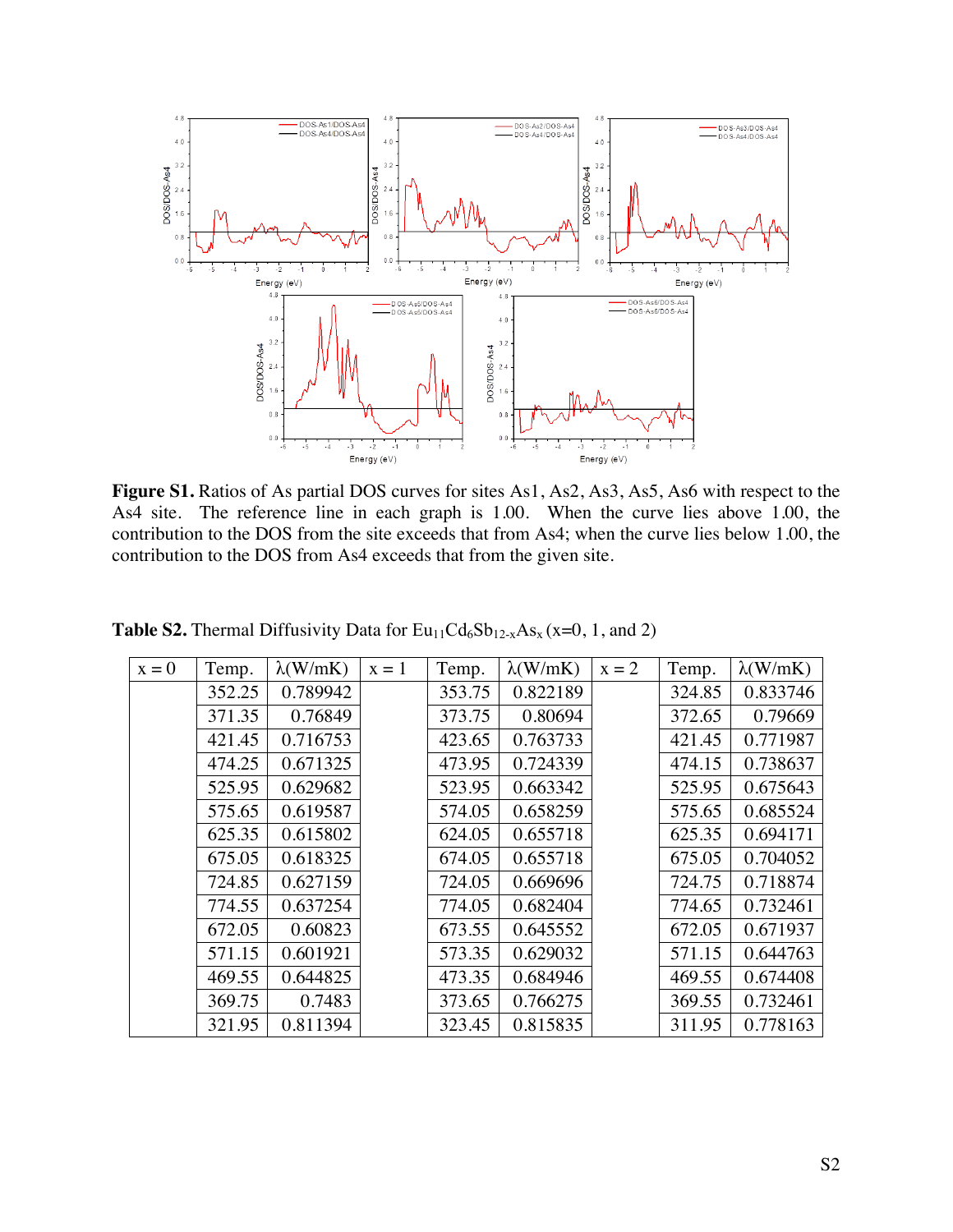DOS/DOS-As4

Energy (eV)

DOS-As1/DOS-As4
DOS-As4/DOS-As4

DOS-As2/DOS-As4
DOS-As4/DOS-As4

DOS-As3/DOS-As4
DOS-As4/DOS-As4

DOS-As5/DOS-As4
DOS-As5/DOS-As4

DOS-As6/DOS-As4
DOS-As6/DOS-As4

**Figure S1.** Ratios of As partial DOS curves for sites As1, As2, As3, As5, As6 with respect to the As4 site. The reference line in each graph is 1.00. When the curve lies above 1.00, the contribution to the DOS from the site exceeds that from As4; when the curve lies below 1.00, the contribution to the DOS from As4 exceeds that from the given site.

**Table S2.** Thermal Diffusivity Data for $Eu_{11}Cd_6Sb_{12-x}As_x$ (x=0, 1, and 2)

| x = 0 | Temp. | λ(W/mK) | x = 1 | Temp. | λ(W/mK) | x = 2 | Temp. | λ(W/mK) |
|---|---|---|---|---|---|---|---|---|
| | 352.25 | 0.789942 | | 353.75 | 0.822189 | | 324.85 | 0.833746 |
| | 371.35 | 0.76849 | | 373.75 | 0.80694 | | 372.65 | 0.79669 |
| | 421.45 | 0.716753 | | 423.65 | 0.763733 | | 421.45 | 0.771987 |
| | 474.25 | 0.671325 | | 473.95 | 0.724339 | | 474.15 | 0.738637 |
| | 525.95 | 0.629682 | | 523.95 | 0.663342 | | 525.95 | 0.675643 |
| | 575.65 | 0.619587 | | 574.05 | 0.658259 | | 575.65 | 0.685524 |
| | 625.35 | 0.615802 | | 624.05 | 0.655718 | | 625.35 | 0.694171 |
| | 675.05 | 0.618325 | | 674.05 | 0.655718 | | 675.05 | 0.704052 |
| | 724.85 | 0.627159 | | 724.05 | 0.669696 | | 724.75 | 0.718874 |
| | 774.55 | 0.637254 | | 774.05 | 0.682404 | | 774.65 | 0.732461 |
| | 672.05 | 0.60823 | | 673.55 | 0.645552 | | 672.05 | 0.671937 |
| | 571.15 | 0.601921 | | 573.35 | 0.629032 | | 571.15 | 0.644763 |
| | 469.55 | 0.644825 | | 473.35 | 0.684946 | | 469.55 | 0.674408 |
| | 369.75 | 0.7483 | | 373.65 | 0.766275 | | 369.55 | 0.732461 |
| | 321.95 | 0.811394 | | 323.45 | 0.815835 | | 311.95 | 0.778163 |